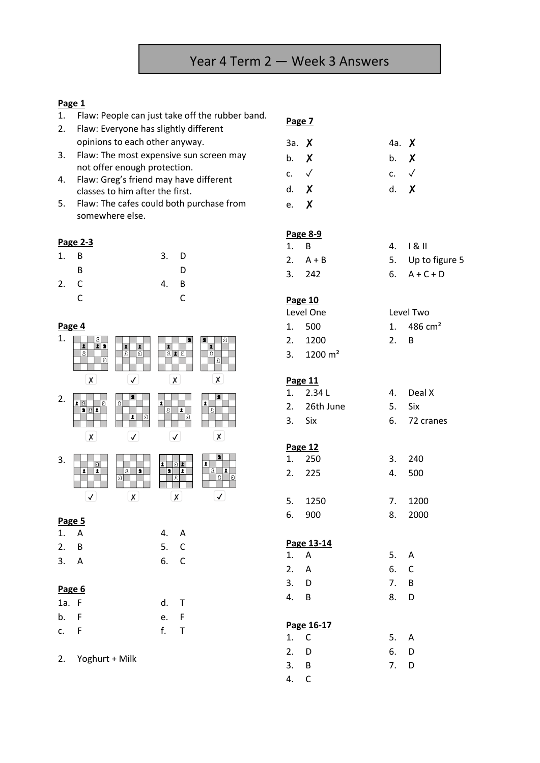# Year 4 Term 2 — Week 3 Answers

**Page 1**

1. Flaw: People can just take off the rubber band.
2. Flaw: Everyone has slightly different opinions to each other anyway.
3. Flaw: The most expensive sun screen may not offer enough protection.
4. Flaw: Greg's friend may have different classes to him after the first.
5. Flaw: The cafes could both purchase from somewhere else.

**Page 2-3**

| | | | |
|---|---|---|---|
| 1. | B | 3. | D |
| | B | | D |
| 2. | C | 4. | B |
| | C | | C |

**Page 4**

| | | | | |
|---|---|---|---|---|
| 1. | ✗ | ✓ | ✗ | ✗ |
| 2. | ✗ | ✓ | ✓ | ✗ |
| 3. | ✓ | ✗ | ✗ | ✓ |

**Page 5**

| | | | |
|---|---|---|---|
| 1. | A | 4. | A |
| 2. | B | 5. | C |
| 3. | A | 6. | C |

**Page 6**

| | | | |
|---|---|---|---|
| 1a. | F | d. | T |
| b. | F | e. | F |
| c. | F | f. | T |

2. Yoghurt + Milk

**Page 7**

| | | | |
|---|---|---|---|
| 3a. | ✗ | 4a. | ✗ |
| b. | ✗ | b. | ✗ |
| c. | ✓ | c. | ✓ |
| d. | ✗ | d. | ✗ |
| e. | ✗ | | |

**Page 8-9**

| | | | |
|---|---|---|---|
| 1. | B | 4. | I & II |
| 2. | A + B | 5. | Up to figure 5 |
| 3. | 242 | 6. | A + C + D |

**Page 10**

| Level One | | Level Two | |
|---|---|---|---|
| 1. | 500 | 1. | 486 cm² |
| 2. | 1200 | 2. | B |
| 3. | 1200 m² | | |

**Page 11**

| | | | |
|---|---|---|---|
| 1. | 2.34 L | 4. | Deal X |
| 2. | 26th June | 5. | Six |
| 3. | Six | 6. | 72 cranes |

**Page 12**

| | | | |
|---|---|---|---|
| 1. | 250 | 3. | 240 |
| 2. | 225 | 4. | 500 |
| 5. | 1250 | 7. | 1200 |
| 6. | 900 | 8. | 2000 |

**Page 13-14**

| | | | |
|---|---|---|---|
| 1. | A | 5. | A |
| 2. | A | 6. | C |
| 3. | D | 7. | B |
| 4. | B | 8. | D |

**Page 16-17**

| | | | |
|---|---|---|---|
| 1. | C | 5. | A |
| 2. | D | 6. | D |
| 3. | B | 7. | D |
| 4. | C | | |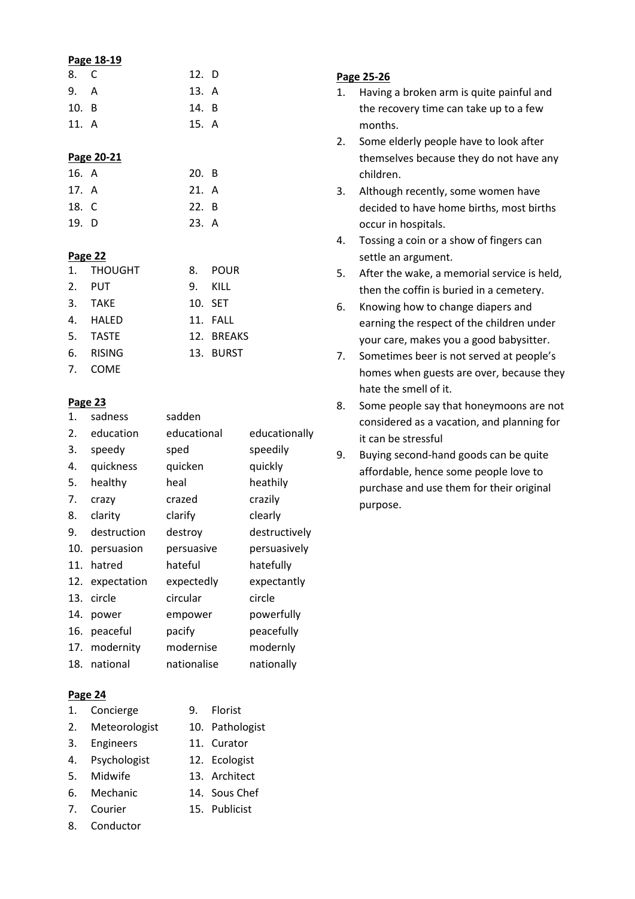**Page 18-19**

| | |
|---|---|
| 8. C | 12. D |
| 9. A | 13. A |
| 10. B | 14. B |
| 11. A | 15. A |

**Page 20-21**

| | |
|---|---|
| 16. A | 20. B |
| 17. A | 21. A |
| 18. C | 22. B |
| 19. D | 23. A |

**Page 22**

| | |
|---|---|
| 1. THOUGHT | 8. POUR |
| 2. PUT | 9. KILL |
| 3. TAKE | 10. SET |
| 4. HALED | 11. FALL |
| 5. TASTE | 12. BREAKS |
| 6. RISING | 13. BURST |
| 7. COME | |

**Page 23**

| | | | |
|---|---|---|---|
| 1. | sadness | sadden | |
| 2. | education | educational | educationally |
| 3. | speedy | sped | speedily |
| 4. | quickness | quicken | quickly |
| 5. | healthy | heal | heathily |
| 7. | crazy | crazed | crazily |
| 8. | clarity | clarify | clearly |
| 9. | destruction | destroy | destructively |
| 10. | persuasion | persuasive | persuasively |
| 11. | hatred | hateful | hatefully |
| 12. | expectation | expectedly | expectantly |
| 13. | circle | circular | circle |
| 14. | power | empower | powerfully |
| 16. | peaceful | pacify | peacefully |
| 17. | modernity | modernise | modernly |
| 18. | national | nationalise | nationally |

**Page 24**

| | |
|---|---|
| 1. Concierge | 9. Florist |
| 2. Meteorologist | 10. Pathologist |
| 3. Engineers | 11. Curator |
| 4. Psychologist | 12. Ecologist |
| 5. Midwife | 13. Architect |
| 6. Mechanic | 14. Sous Chef |
| 7. Courier | 15. Publicist |
| 8. Conductor | |

**Page 25-26**

1. Having a broken arm is quite painful and the recovery time can take up to a few months.
2. Some elderly people have to look after themselves because they do not have any children.
3. Although recently, some women have decided to have home births, most births occur in hospitals.
4. Tossing a coin or a show of fingers can settle an argument.
5. After the wake, a memorial service is held, then the coffin is buried in a cemetery.
6. Knowing how to change diapers and earning the respect of the children under your care, makes you a good babysitter.
7. Sometimes beer is not served at people's homes when guests are over, because they hate the smell of it.
8. Some people say that honeymoons are not considered as a vacation, and planning for it can be stressful
9. Buying second-hand goods can be quite affordable, hence some people love to purchase and use them for their original purpose.